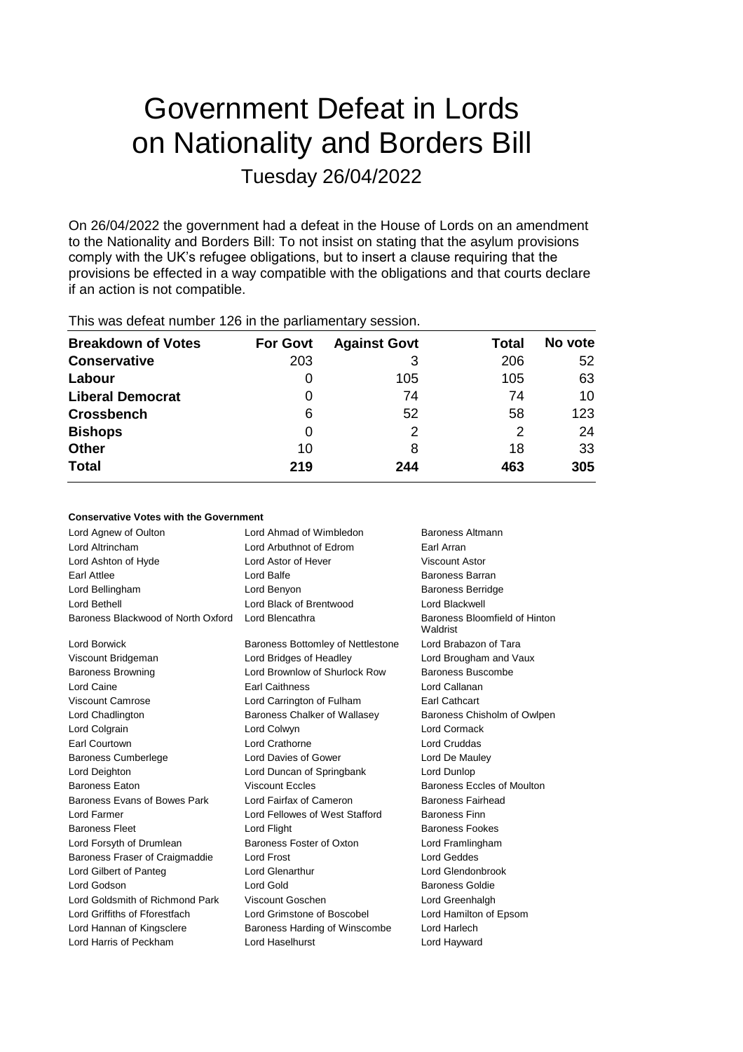# Government Defeat in Lords on Nationality and Borders Bill

Tuesday 26/04/2022

On 26/04/2022 the government had a defeat in the House of Lords on an amendment to the Nationality and Borders Bill: To not insist on stating that the asylum provisions comply with the UK's refugee obligations, but to insert a clause requiring that the provisions be effected in a way compatible with the obligations and that courts declare if an action is not compatible.

This was defeat number 126 in the parliamentary session.

| Breakdown of Votes | For Govt | Against Govt | Total | No vote |
|---|---|---|---|---|
| **Conservative** | 203 | 3 | 206 | 52 |
| **Labour** | 0 | 105 | 105 | 63 |
| **Liberal Democrat** | 0 | 74 | 74 | 10 |
| **Crossbench** | 6 | 52 | 58 | 123 |
| **Bishops** | 0 | 2 | 2 | 24 |
| **Other** | 10 | 8 | 18 | 33 |
| **Total** | **219** | **244** | **463** | **305** |

**Conservative Votes with the Government**

| | | |
|---|---|---|
| Lord Agnew of Oulton | Lord Ahmad of Wimbledon | Baroness Altmann |
| Lord Altrincham | Lord Arbuthnot of Edrom | Earl Arran |
| Lord Ashton of Hyde | Lord Astor of Hever | Viscount Astor |
| Earl Attlee | Lord Balfe | Baroness Barran |
| Lord Bellingham | Lord Benyon | Baroness Berridge |
| Lord Bethell | Lord Black of Brentwood | Lord Blackwell |
| Baroness Blackwood of North Oxford | Lord Blencathra | Baroness Bloomfield of Hinton Waldrist |
| Lord Borwick | Baroness Bottomley of Nettlestone | Lord Brabazon of Tara |
| Viscount Bridgeman | Lord Bridges of Headley | Lord Brougham and Vaux |
| Baroness Browning | Lord Brownlow of Shurlock Row | Baroness Buscombe |
| Lord Caine | Earl Caithness | Lord Callanan |
| Viscount Camrose | Lord Carrington of Fulham | Earl Cathcart |
| Lord Chadlington | Baroness Chalker of Wallasey | Baroness Chisholm of Owlpen |
| Lord Colgrain | Lord Colwyn | Lord Cormack |
| Earl Courtown | Lord Crathorne | Lord Cruddas |
| Baroness Cumberlege | Lord Davies of Gower | Lord De Mauley |
| Lord Deighton | Lord Duncan of Springbank | Lord Dunlop |
| Baroness Eaton | Viscount Eccles | Baroness Eccles of Moulton |
| Baroness Evans of Bowes Park | Lord Fairfax of Cameron | Baroness Fairhead |
| Lord Farmer | Lord Fellowes of West Stafford | Baroness Finn |
| Baroness Fleet | Lord Flight | Baroness Fookes |
| Lord Forsyth of Drumlean | Baroness Foster of Oxton | Lord Framlingham |
| Baroness Fraser of Craigmaddie | Lord Frost | Lord Geddes |
| Lord Gilbert of Panteg | Lord Glenarthur | Lord Glendonbrook |
| Lord Godson | Lord Gold | Baroness Goldie |
| Lord Goldsmith of Richmond Park | Viscount Goschen | Lord Greenhalgh |
| Lord Griffiths of Fforestfach | Lord Grimstone of Boscobel | Lord Hamilton of Epsom |
| Lord Hannan of Kingsclere | Baroness Harding of Winscombe | Lord Harlech |
| Lord Harris of Peckham | Lord Haselhurst | Lord Hayward |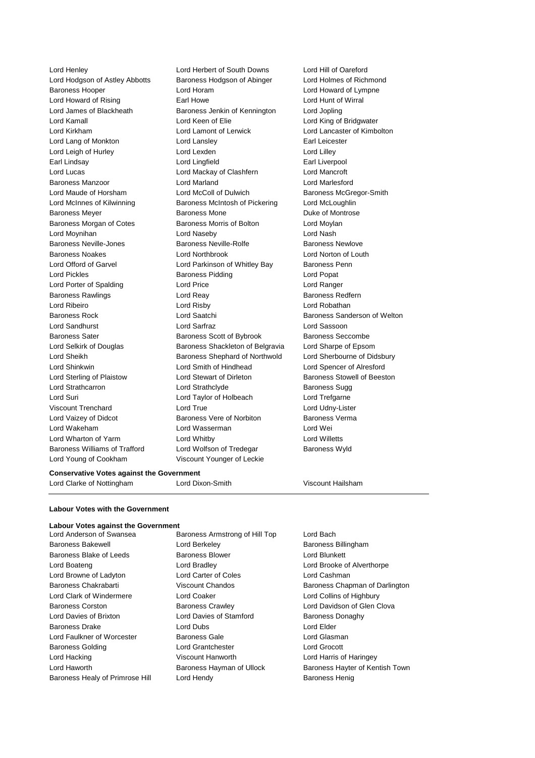Lord Henley
Lord Herbert of South Downs
Lord Hill of Oareford
Lord Hodgson of Astley Abbotts
Baroness Hodgson of Abinger
Lord Holmes of Richmond
Baroness Hooper
Lord Horam
Lord Howard of Lympne
Lord Howard of Rising
Earl Howe
Lord Hunt of Wirral
Lord James of Blackheath
Baroness Jenkin of Kennington
Lord Jopling
Lord Kamall
Lord Keen of Elie
Lord King of Bridgwater
Lord Kirkham
Lord Lamont of Lerwick
Lord Lancaster of Kimbolton
Lord Lang of Monkton
Lord Lansley
Earl Leicester
Lord Leigh of Hurley
Lord Lexden
Lord Lilley
Earl Lindsay
Lord Lingfield
Earl Liverpool
Lord Lucas
Lord Mackay of Clashfern
Lord Mancroft
Baroness Manzoor
Lord Marland
Lord Marlesford
Lord Maude of Horsham
Lord McColl of Dulwich
Baroness McGregor-Smith
Lord McInnes of Kilwinning
Baroness McIntosh of Pickering
Lord McLoughlin
Baroness Meyer
Baroness Mone
Duke of Montrose
Baroness Morgan of Cotes
Baroness Morris of Bolton
Lord Moylan
Lord Moynihan
Lord Naseby
Lord Nash
Baroness Neville-Jones
Baroness Neville-Rolfe
Baroness Newlove
Baroness Noakes
Lord Northbrook
Lord Norton of Louth
Lord Offord of Garvel
Lord Parkinson of Whitley Bay
Baroness Penn
Lord Pickles
Baroness Pidding
Lord Popat
Lord Porter of Spalding
Lord Price
Lord Ranger
Baroness Rawlings
Lord Reay
Baroness Redfern
Lord Ribeiro
Lord Risby
Lord Robathan
Baroness Rock
Lord Saatchi
Baroness Sanderson of Welton
Lord Sandhurst
Lord Sarfraz
Lord Sassoon
Baroness Sater
Baroness Scott of Bybrook
Baroness Seccombe
Lord Selkirk of Douglas
Baroness Shackleton of Belgravia
Lord Sharpe of Epsom
Lord Sheikh
Baroness Shephard of Northwold
Lord Sherbourne of Didsbury
Lord Shinkwin
Lord Smith of Hindhead
Lord Spencer of Alresford
Lord Sterling of Plaistow
Lord Stewart of Dirleton
Baroness Stowell of Beeston
Lord Strathcarron
Lord Strathclyde
Baroness Sugg
Lord Suri
Lord Taylor of Holbeach
Lord Trefgarne
Viscount Trenchard
Lord True
Lord Udny-Lister
Lord Vaizey of Didcot
Baroness Vere of Norbiton
Baroness Verma
Lord Wakeham
Lord Wasserman
Lord Wei
Lord Wharton of Yarm
Lord Whitby
Lord Willetts
Baroness Williams of Trafford
Lord Wolfson of Tredegar
Baroness Wyld
Lord Young of Cookham
Viscount Younger of Leckie

**Conservative Votes against the Government**

Lord Clarke of Nottingham
Lord Dixon-Smith
Viscount Hailsham

**Labour Votes with the Government**

**Labour Votes against the Government**

Lord Anderson of Swansea
Baroness Armstrong of Hill Top
Lord Bach
Baroness Bakewell
Lord Berkeley
Baroness Billingham
Baroness Blake of Leeds
Baroness Blower
Lord Blunkett
Lord Boateng
Lord Bradley
Lord Brooke of Alverthorpe
Lord Browne of Ladyton
Lord Carter of Coles
Lord Cashman
Baroness Chakrabarti
Viscount Chandos
Baroness Chapman of Darlington
Lord Clark of Windermere
Lord Coaker
Lord Collins of Highbury
Baroness Corston
Baroness Crawley
Lord Davidson of Glen Clova
Lord Davies of Brixton
Lord Davies of Stamford
Baroness Donaghy
Baroness Drake
Lord Dubs
Lord Elder
Lord Faulkner of Worcester
Baroness Gale
Lord Glasman
Baroness Golding
Lord Grantchester
Lord Grocott
Lord Hacking
Viscount Hanworth
Lord Harris of Haringey
Lord Haworth
Baroness Hayman of Ullock
Baroness Hayter of Kentish Town
Baroness Healy of Primrose Hill
Lord Hendy
Baroness Henig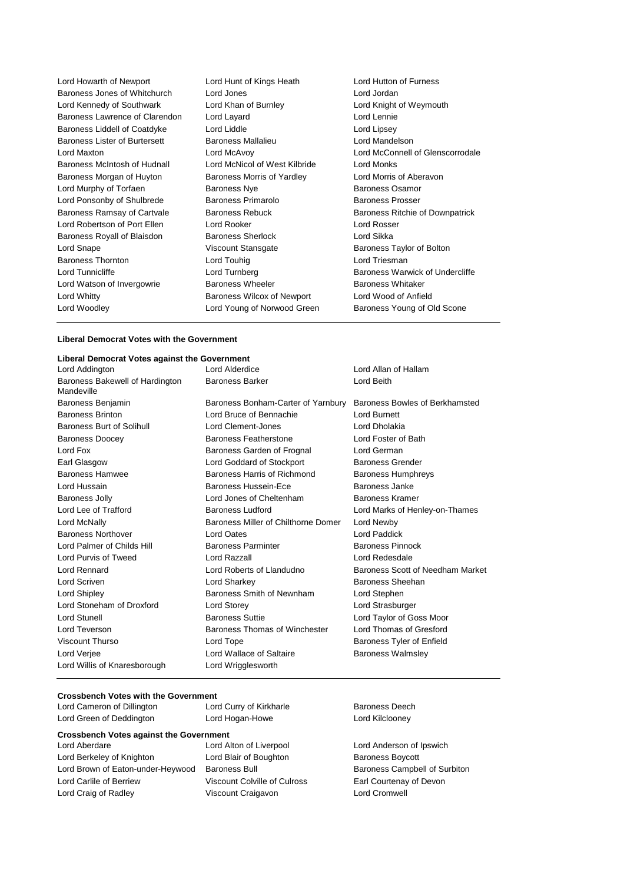Lord Howarth of Newport
Lord Hunt of Kings Heath
Lord Hutton of Furness
Baroness Jones of Whitchurch
Lord Jones
Lord Jordan
Lord Kennedy of Southwark
Lord Khan of Burnley
Lord Knight of Weymouth
Baroness Lawrence of Clarendon
Lord Layard
Lord Lennie
Baroness Liddell of Coatdyke
Lord Liddle
Lord Lipsey
Baroness Lister of Burtersett
Baroness Mallalieu
Lord Mandelson
Lord Maxton
Lord McAvoy
Lord McConnell of Glenscorrodale
Baroness McIntosh of Hudnall
Lord McNicol of West Kilbride
Lord Monks
Baroness Morgan of Huyton
Baroness Morris of Yardley
Lord Morris of Aberavon
Lord Murphy of Torfaen
Baroness Nye
Baroness Osamor
Lord Ponsonby of Shulbrede
Baroness Primarolo
Baroness Prosser
Baroness Ramsay of Cartvale
Baroness Rebuck
Baroness Ritchie of Downpatrick
Lord Robertson of Port Ellen
Lord Rooker
Lord Rosser
Baroness Royall of Blaisdon
Baroness Sherlock
Lord Sikka
Lord Snape
Viscount Stansgate
Baroness Taylor of Bolton
Baroness Thornton
Lord Touhig
Lord Triesman
Lord Tunnicliffe
Lord Turnberg
Baroness Warwick of Undercliffe
Lord Watson of Invergowrie
Baroness Wheeler
Baroness Whitaker
Lord Whitty
Baroness Wilcox of Newport
Lord Wood of Anfield
Lord Woodley
Lord Young of Norwood Green
Baroness Young of Old Scone

**Liberal Democrat Votes with the Government**

**Liberal Democrat Votes against the Government**

Lord Addington
Lord Alderdice
Lord Allan of Hallam
Baroness Bakewell of Hardington Mandeville
Baroness Barker
Lord Beith
Baroness Benjamin
Baroness Bonham-Carter of Yarnbury
Baroness Bowles of Berkhamsted
Baroness Brinton
Lord Bruce of Bennachie
Lord Burnett
Baroness Burt of Solihull
Lord Clement-Jones
Lord Dholakia
Baroness Doocey
Baroness Featherstone
Lord Foster of Bath
Lord Fox
Baroness Garden of Frognal
Lord German
Earl Glasgow
Lord Goddard of Stockport
Baroness Grender
Baroness Hamwee
Baroness Harris of Richmond
Baroness Humphreys
Lord Hussain
Baroness Hussein-Ece
Baroness Janke
Baroness Jolly
Lord Jones of Cheltenham
Baroness Kramer
Lord Lee of Trafford
Baroness Ludford
Lord Marks of Henley-on-Thames
Lord McNally
Baroness Miller of Chilthorne Domer
Lord Newby
Baroness Northover
Lord Oates
Lord Paddick
Lord Palmer of Childs Hill
Baroness Parminter
Baroness Pinnock
Lord Purvis of Tweed
Lord Razzall
Lord Redesdale
Lord Rennard
Lord Roberts of Llandudno
Baroness Scott of Needham Market
Lord Scriven
Lord Sharkey
Baroness Sheehan
Lord Shipley
Baroness Smith of Newnham
Lord Stephen
Lord Stoneham of Droxford
Lord Storey
Lord Strasburger
Lord Stunell
Baroness Suttie
Lord Taylor of Goss Moor
Lord Teverson
Baroness Thomas of Winchester
Lord Thomas of Gresford
Viscount Thurso
Lord Tope
Baroness Tyler of Enfield
Lord Verjee
Lord Wallace of Saltaire
Baroness Walmsley
Lord Willis of Knaresborough
Lord Wrigglesworth

**Crossbench Votes with the Government**

Lord Cameron of Dillington
Lord Curry of Kirkharle
Baroness Deech
Lord Green of Deddington
Lord Hogan-Howe
Lord Kilclooney

**Crossbench Votes against the Government**

Lord Aberdare
Lord Alton of Liverpool
Lord Anderson of Ipswich
Lord Berkeley of Knighton
Lord Blair of Boughton
Baroness Boycott
Lord Brown of Eaton-under-Heywood
Baroness Bull
Baroness Campbell of Surbiton
Lord Carlile of Berriew
Viscount Colville of Culross
Earl Courtenay of Devon
Lord Craig of Radley
Viscount Craigavon
Lord Cromwell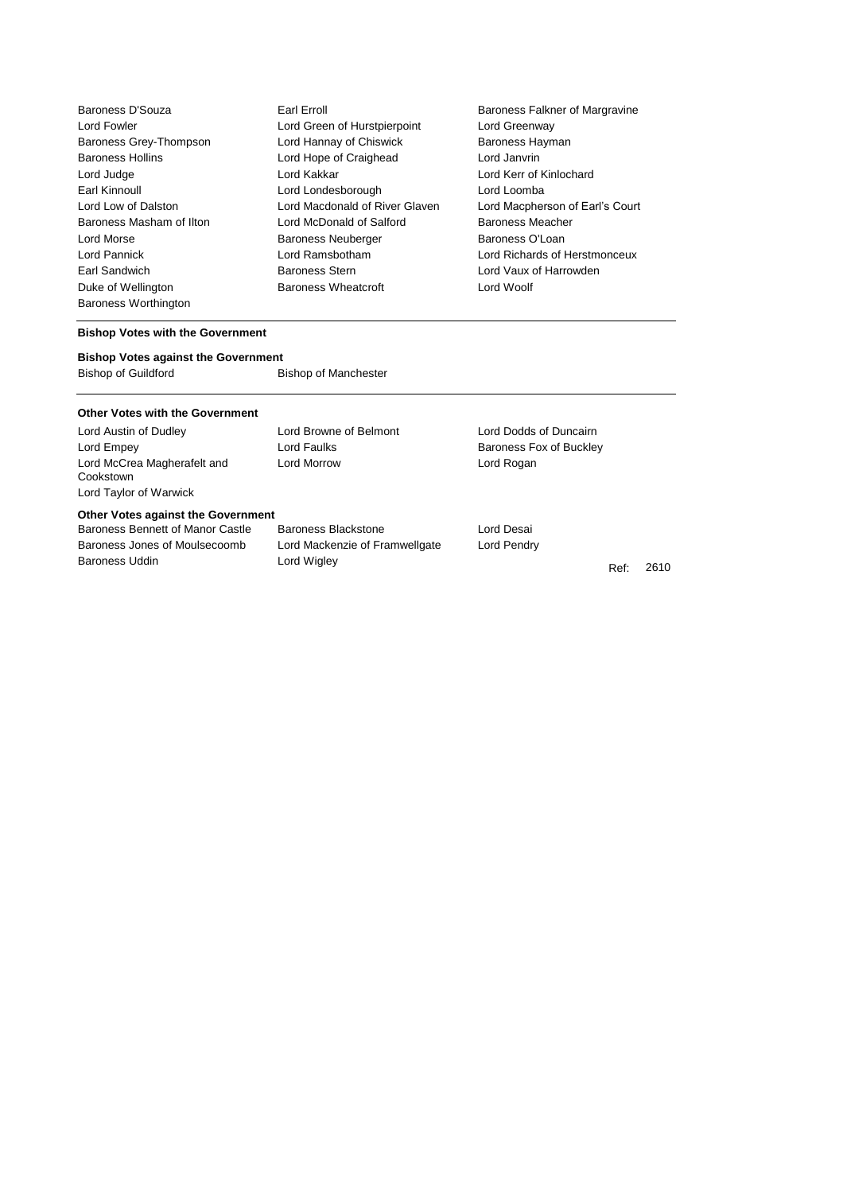Baroness D'Souza
Earl Erroll
Baroness Falkner of Margravine
Lord Fowler
Lord Green of Hurstpierpoint
Lord Greenway
Baroness Grey-Thompson
Lord Hannay of Chiswick
Baroness Hayman
Baroness Hollins
Lord Hope of Craighead
Lord Janvrin
Lord Judge
Lord Kakkar
Lord Kerr of Kinlochard
Earl Kinnoull
Lord Londesborough
Lord Loomba
Lord Low of Dalston
Lord Macdonald of River Glaven
Lord Macpherson of Earl's Court
Baroness Masham of Ilton
Lord McDonald of Salford
Baroness Meacher
Lord Morse
Baroness Neuberger
Baroness O'Loan
Lord Pannick
Lord Ramsbotham
Lord Richards of Herstmonceux
Earl Sandwich
Baroness Stern
Lord Vaux of Harrowden
Duke of Wellington
Baroness Wheatcroft
Lord Woolf
Baroness Worthington

**Bishop Votes with the Government**

**Bishop Votes against the Government**

Bishop of Guildford
Bishop of Manchester

**Other Votes with the Government**

Lord Austin of Dudley
Lord Browne of Belmont
Lord Dodds of Duncairn
Lord Empey
Lord Faulks
Baroness Fox of Buckley
Lord McCrea Magherafelt and Cookstown
Lord Morrow
Lord Rogan
Lord Taylor of Warwick

**Other Votes against the Government**

Baroness Bennett of Manor Castle
Baroness Blackstone
Lord Desai
Baroness Jones of Moulsecoomb
Lord Mackenzie of Framwellgate
Lord Pendry
Baroness Uddin
Lord Wigley

Ref: 2610